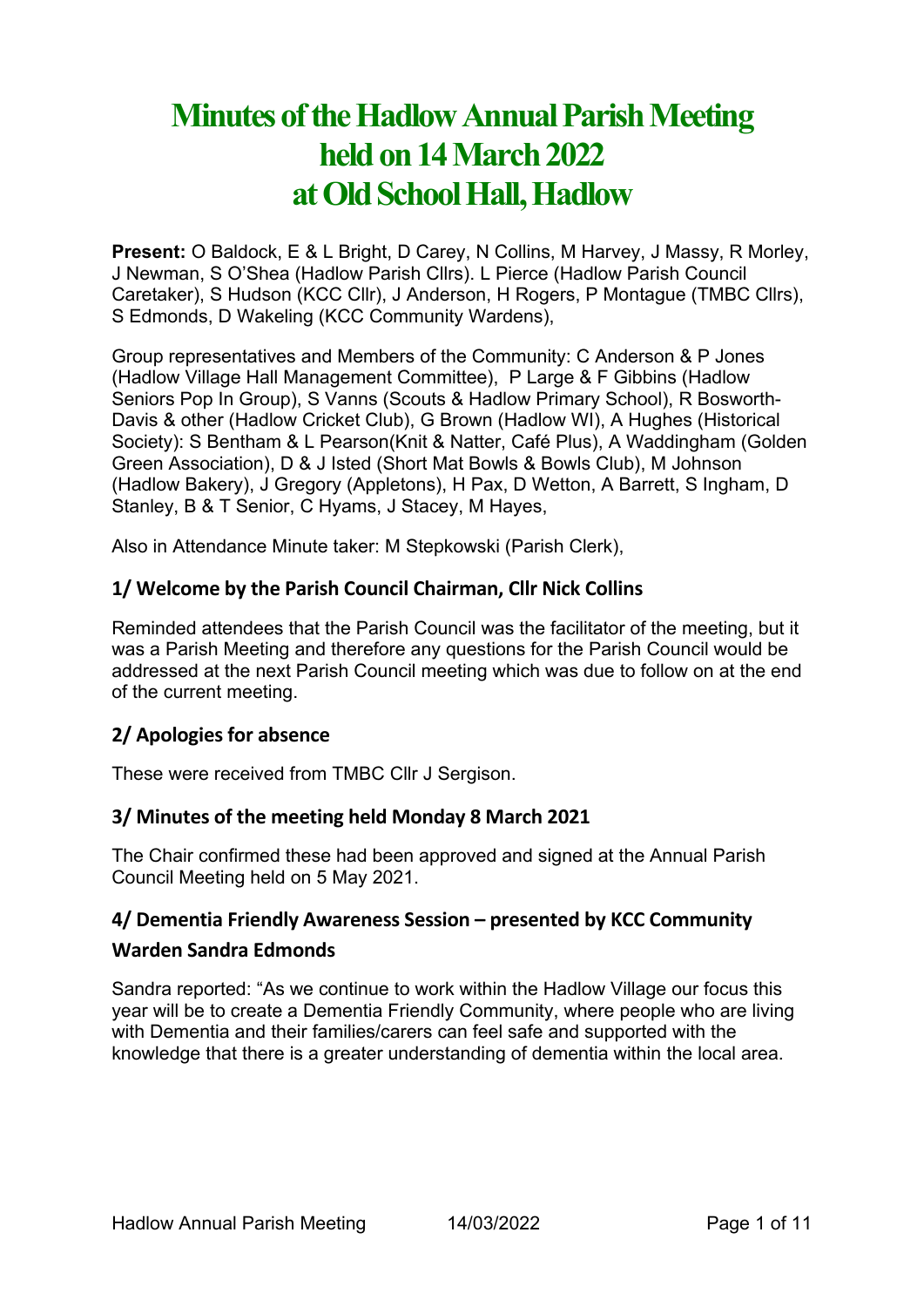# Minutes of the Hadlow Annual Parish Meeting held on 14 March 2022 at Old School Hall, Hadlow

**Present:** O Baldock, E & L Bright, D Carey, N Collins, M Harvey, J Massy, R Morley, J Newman, S O'Shea (Hadlow Parish Cllrs). L Pierce (Hadlow Parish Council Caretaker), S Hudson (KCC Cllr), J Anderson, H Rogers, P Montague (TMBC Cllrs), S Edmonds, D Wakeling (KCC Community Wardens),

Group representatives and Members of the Community: C Anderson & P Jones (Hadlow Village Hall Management Committee), P Large & F Gibbins (Hadlow Seniors Pop In Group), S Vanns (Scouts & Hadlow Primary School), R Bosworth-Davis & other (Hadlow Cricket Club), G Brown (Hadlow WI), A Hughes (Historical Society): S Bentham & L Pearson(Knit & Natter, Café Plus), A Waddingham (Golden Green Association), D & J Isted (Short Mat Bowls & Bowls Club), M Johnson (Hadlow Bakery), J Gregory (Appletons), H Pax, D Wetton, A Barrett, S Ingham, D Stanley, B & T Senior, C Hyams, J Stacey, M Hayes,

Also in Attendance Minute taker: M Stepkowski (Parish Clerk),

## 1/ Welcome by the Parish Council Chairman, Cllr Nick Collins

Reminded attendees that the Parish Council was the facilitator of the meeting, but it was a Parish Meeting and therefore any questions for the Parish Council would be addressed at the next Parish Council meeting which was due to follow on at the end of the current meeting.

## 2/ Apologies for absence

These were received from TMBC Cllr J Sergison.

## 3/ Minutes of the meeting held Monday 8 March 2021

The Chair confirmed these had been approved and signed at the Annual Parish Council Meeting held on 5 May 2021.

## 4/ Dementia Friendly Awareness Session – presented by KCC Community Warden Sandra Edmonds

Sandra reported: "As we continue to work within the Hadlow Village our focus this year will be to create a Dementia Friendly Community, where people who are living with Dementia and their families/carers can feel safe and supported with the knowledge that there is a greater understanding of dementia within the local area.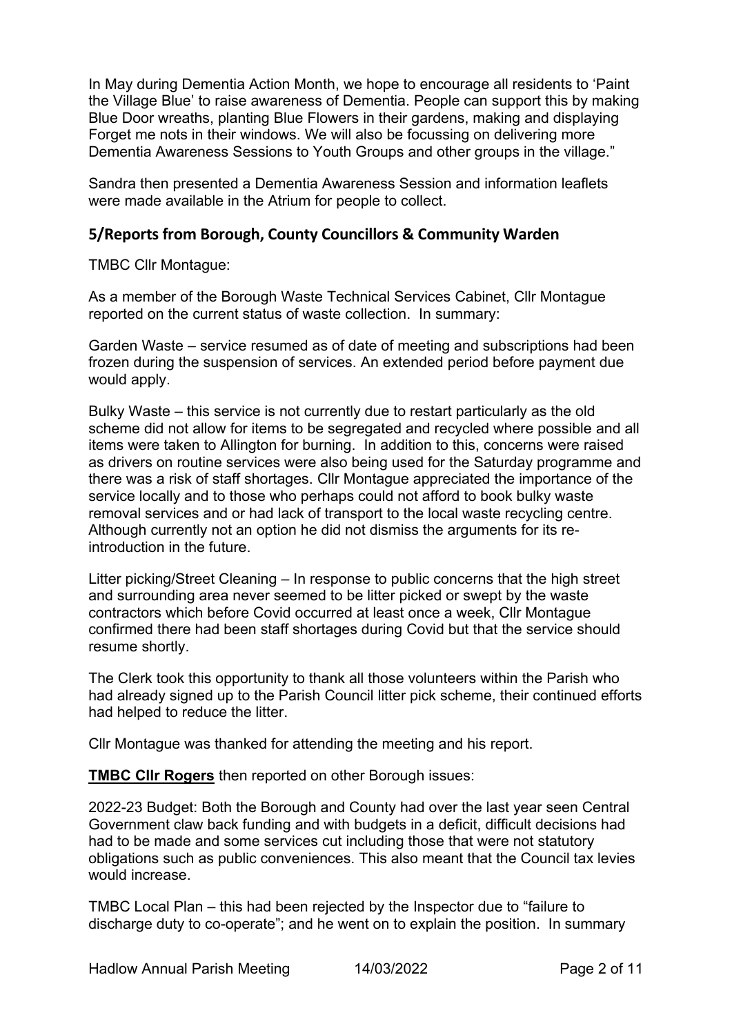In May during Dementia Action Month, we hope to encourage all residents to 'Paint the Village Blue' to raise awareness of Dementia. People can support this by making Blue Door wreaths, planting Blue Flowers in their gardens, making and displaying Forget me nots in their windows. We will also be focussing on delivering more Dementia Awareness Sessions to Youth Groups and other groups in the village."

Sandra then presented a Dementia Awareness Session and information leaflets were made available in the Atrium for people to collect.

## 5/Reports from Borough, County Councillors & Community Warden

TMBC Cllr Montague:

As a member of the Borough Waste Technical Services Cabinet, Cllr Montague reported on the current status of waste collection. In summary:

Garden Waste – service resumed as of date of meeting and subscriptions had been frozen during the suspension of services. An extended period before payment due would apply.

Bulky Waste – this service is not currently due to restart particularly as the old scheme did not allow for items to be segregated and recycled where possible and all items were taken to Allington for burning. In addition to this, concerns were raised as drivers on routine services were also being used for the Saturday programme and there was a risk of staff shortages. Cllr Montague appreciated the importance of the service locally and to those who perhaps could not afford to book bulky waste removal services and or had lack of transport to the local waste recycling centre. Although currently not an option he did not dismiss the arguments for its re-introduction in the future.

Litter picking/Street Cleaning – In response to public concerns that the high street and surrounding area never seemed to be litter picked or swept by the waste contractors which before Covid occurred at least once a week, Cllr Montague confirmed there had been staff shortages during Covid but that the service should resume shortly.

The Clerk took this opportunity to thank all those volunteers within the Parish who had already signed up to the Parish Council litter pick scheme, their continued efforts had helped to reduce the litter.

Cllr Montague was thanked for attending the meeting and his report.

**TMBC Cllr Rogers** then reported on other Borough issues:

2022-23 Budget: Both the Borough and County had over the last year seen Central Government claw back funding and with budgets in a deficit, difficult decisions had had to be made and some services cut including those that were not statutory obligations such as public conveniences. This also meant that the Council tax levies would increase.

TMBC Local Plan – this had been rejected by the Inspector due to "failure to discharge duty to co-operate"; and he went on to explain the position. In summary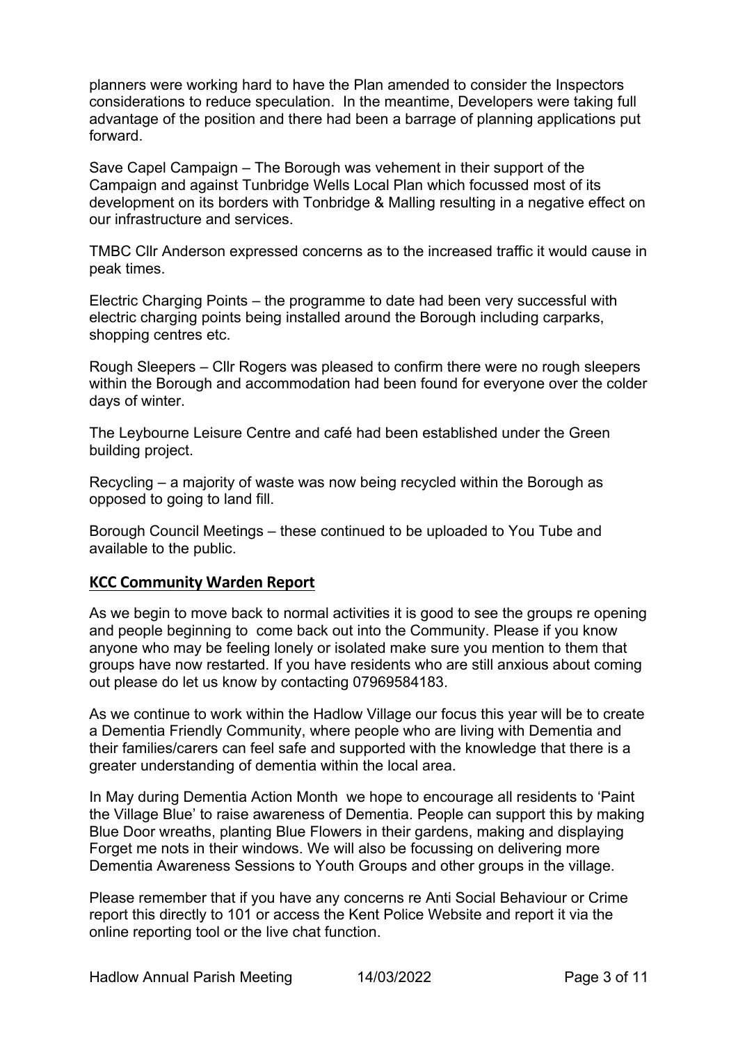planners were working hard to have the Plan amended to consider the Inspectors considerations to reduce speculation. In the meantime, Developers were taking full advantage of the position and there had been a barrage of planning applications put forward.

Save Capel Campaign – The Borough was vehement in their support of the Campaign and against Tunbridge Wells Local Plan which focussed most of its development on its borders with Tonbridge & Malling resulting in a negative effect on our infrastructure and services.

TMBC Cllr Anderson expressed concerns as to the increased traffic it would cause in peak times.

Electric Charging Points – the programme to date had been very successful with electric charging points being installed around the Borough including carparks, shopping centres etc.

Rough Sleepers – Cllr Rogers was pleased to confirm there were no rough sleepers within the Borough and accommodation had been found for everyone over the colder days of winter.

The Leybourne Leisure Centre and café had been established under the Green building project.

Recycling – a majority of waste was now being recycled within the Borough as opposed to going to land fill.

Borough Council Meetings – these continued to be uploaded to You Tube and available to the public.

## **KCC Community Warden Report**

As we begin to move back to normal activities it is good to see the groups re opening and people beginning to come back out into the Community. Please if you know anyone who may be feeling lonely or isolated make sure you mention to them that groups have now restarted. If you have residents who are still anxious about coming out please do let us know by contacting 07969584183.

As we continue to work within the Hadlow Village our focus this year will be to create a Dementia Friendly Community, where people who are living with Dementia and their families/carers can feel safe and supported with the knowledge that there is a greater understanding of dementia within the local area.

In May during Dementia Action Month we hope to encourage all residents to 'Paint the Village Blue' to raise awareness of Dementia. People can support this by making Blue Door wreaths, planting Blue Flowers in their gardens, making and displaying Forget me nots in their windows. We will also be focussing on delivering more Dementia Awareness Sessions to Youth Groups and other groups in the village.

Please remember that if you have any concerns re Anti Social Behaviour or Crime report this directly to 101 or access the Kent Police Website and report it via the online reporting tool or the live chat function.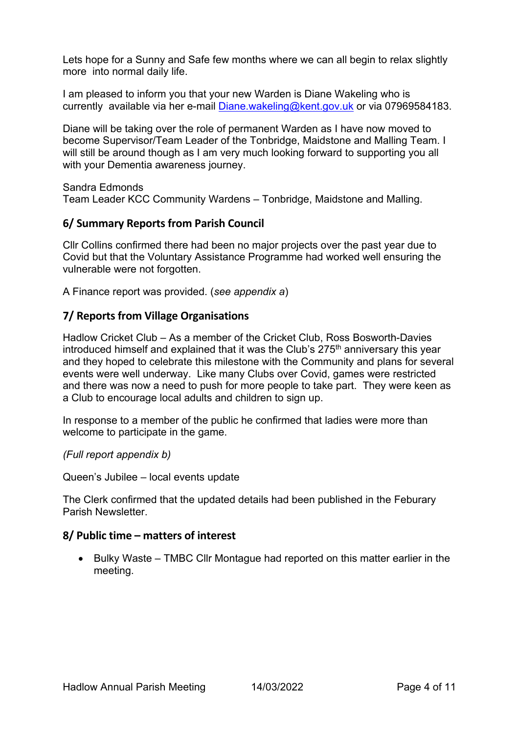Lets hope for a Sunny and Safe few months where we can all begin to relax slightly more into normal daily life.

I am pleased to inform you that your new Warden is Diane Wakeling who is currently available via her e-mail Diane.wakeling@kent.gov.uk or via 07969584183.

Diane will be taking over the role of permanent Warden as I have now moved to become Supervisor/Team Leader of the Tonbridge, Maidstone and Malling Team. I will still be around though as I am very much looking forward to supporting you all with your Dementia awareness journey.

Sandra Edmonds
Team Leader KCC Community Wardens – Tonbridge, Maidstone and Malling.

## 6/ Summary Reports from Parish Council

Cllr Collins confirmed there had been no major projects over the past year due to Covid but that the Voluntary Assistance Programme had worked well ensuring the vulnerable were not forgotten.

A Finance report was provided. (*see appendix a*)

## 7/ Reports from Village Organisations

Hadlow Cricket Club – As a member of the Cricket Club, Ross Bosworth-Davies introduced himself and explained that it was the Club's 275th anniversary this year and they hoped to celebrate this milestone with the Community and plans for several events were well underway. Like many Clubs over Covid, games were restricted and there was now a need to push for more people to take part. They were keen as a Club to encourage local adults and children to sign up.

In response to a member of the public he confirmed that ladies were more than welcome to participate in the game.

*(Full report appendix b)*

Queen's Jubilee – local events update

The Clerk confirmed that the updated details had been published in the Feburary Parish Newsletter.

## 8/ Public time – matters of interest

- Bulky Waste – TMBC Cllr Montague had reported on this matter earlier in the meeting.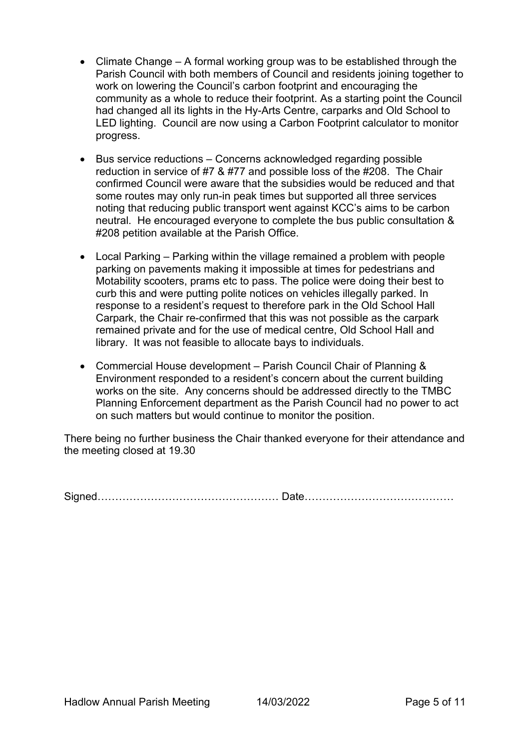- Climate Change – A formal working group was to be established through the Parish Council with both members of Council and residents joining together to work on lowering the Council's carbon footprint and encouraging the community as a whole to reduce their footprint. As a starting point the Council had changed all its lights in the Hy-Arts Centre, carparks and Old School to LED lighting. Council are now using a Carbon Footprint calculator to monitor progress.

- Bus service reductions – Concerns acknowledged regarding possible reduction in service of #7 & #77 and possible loss of the #208. The Chair confirmed Council were aware that the subsidies would be reduced and that some routes may only run-in peak times but supported all three services noting that reducing public transport went against KCC's aims to be carbon neutral. He encouraged everyone to complete the bus public consultation & #208 petition available at the Parish Office.

- Local Parking – Parking within the village remained a problem with people parking on pavements making it impossible at times for pedestrians and Motability scooters, prams etc to pass. The police were doing their best to curb this and were putting polite notices on vehicles illegally parked. In response to a resident's request to therefore park in the Old School Hall Carpark, the Chair re-confirmed that this was not possible as the carpark remained private and for the use of medical centre, Old School Hall and library. It was not feasible to allocate bays to individuals.

- Commercial House development – Parish Council Chair of Planning & Environment responded to a resident's concern about the current building works on the site. Any concerns should be addressed directly to the TMBC Planning Enforcement department as the Parish Council had no power to act on such matters but would continue to monitor the position.

There being no further business the Chair thanked everyone for their attendance and the meeting closed at 19.30

Signed…………………………………………… Date……………………………………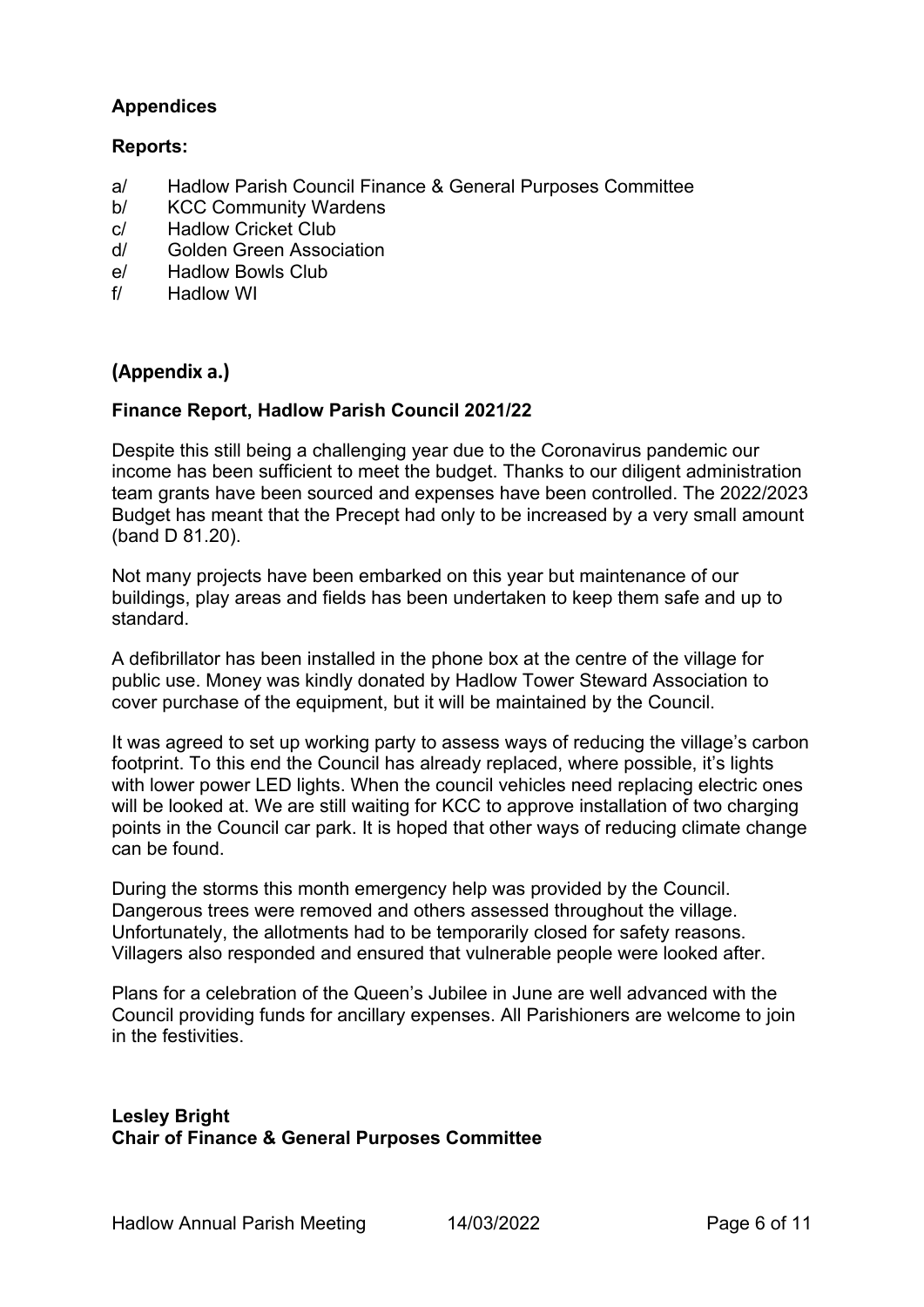**Appendices**

**Reports:**

- a/ Hadlow Parish Council Finance & General Purposes Committee
- b/ KCC Community Wardens
- c/ Hadlow Cricket Club
- d/ Golden Green Association
- e/ Hadlow Bowls Club
- f/ Hadlow WI

## (Appendix a.)

**Finance Report, Hadlow Parish Council 2021/22**

Despite this still being a challenging year due to the Coronavirus pandemic our income has been sufficient to meet the budget. Thanks to our diligent administration team grants have been sourced and expenses have been controlled. The 2022/2023 Budget has meant that the Precept had only to be increased by a very small amount (band D 81.20).

Not many projects have been embarked on this year but maintenance of our buildings, play areas and fields has been undertaken to keep them safe and up to standard.

A defibrillator has been installed in the phone box at the centre of the village for public use. Money was kindly donated by Hadlow Tower Steward Association to cover purchase of the equipment, but it will be maintained by the Council.

It was agreed to set up working party to assess ways of reducing the village's carbon footprint. To this end the Council has already replaced, where possible, it's lights with lower power LED lights. When the council vehicles need replacing electric ones will be looked at. We are still waiting for KCC to approve installation of two charging points in the Council car park. It is hoped that other ways of reducing climate change can be found.

During the storms this month emergency help was provided by the Council. Dangerous trees were removed and others assessed throughout the village. Unfortunately, the allotments had to be temporarily closed for safety reasons. Villagers also responded and ensured that vulnerable people were looked after.

Plans for a celebration of the Queen's Jubilee in June are well advanced with the Council providing funds for ancillary expenses. All Parishioners are welcome to join in the festivities.

**Lesley Bright**
**Chair of Finance & General Purposes Committee**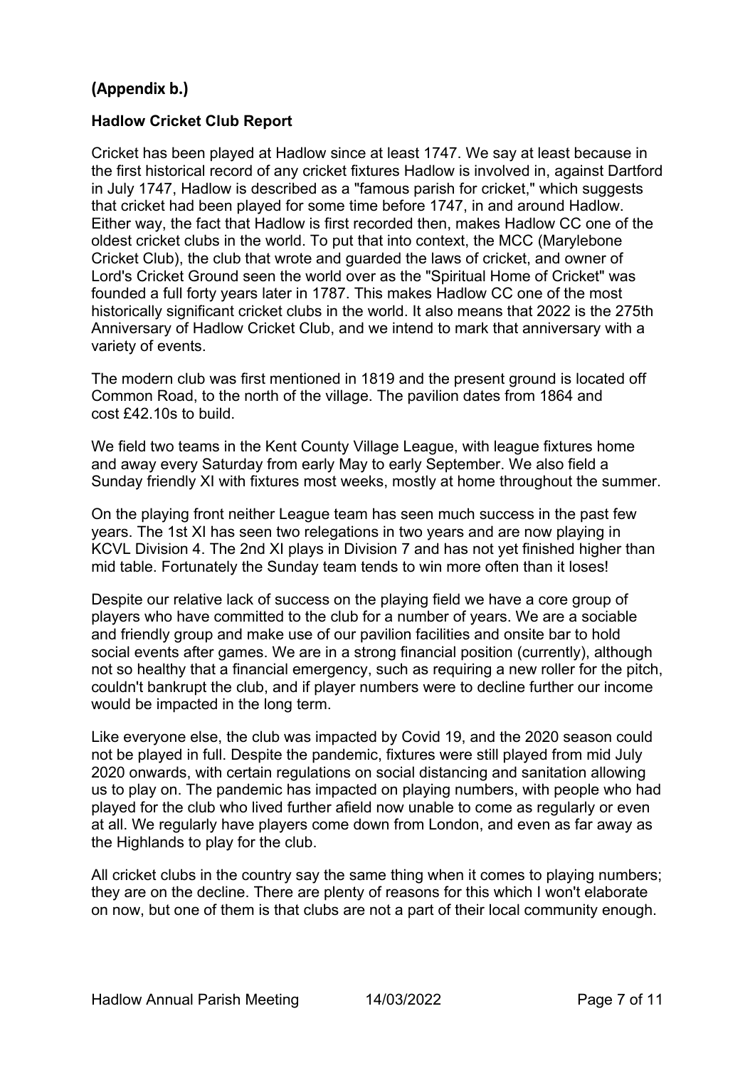## (Appendix b.)

### Hadlow Cricket Club Report

Cricket has been played at Hadlow since at least 1747. We say at least because in the first historical record of any cricket fixtures Hadlow is involved in, against Dartford in July 1747, Hadlow is described as a "famous parish for cricket," which suggests that cricket had been played for some time before 1747, in and around Hadlow. Either way, the fact that Hadlow is first recorded then, makes Hadlow CC one of the oldest cricket clubs in the world. To put that into context, the MCC (Marylebone Cricket Club), the club that wrote and guarded the laws of cricket, and owner of Lord's Cricket Ground seen the world over as the "Spiritual Home of Cricket" was founded a full forty years later in 1787. This makes Hadlow CC one of the most historically significant cricket clubs in the world. It also means that 2022 is the 275th Anniversary of Hadlow Cricket Club, and we intend to mark that anniversary with a variety of events.

The modern club was first mentioned in 1819 and the present ground is located off Common Road, to the north of the village. The pavilion dates from 1864 and cost £42.10s to build.

We field two teams in the Kent County Village League, with league fixtures home and away every Saturday from early May to early September. We also field a Sunday friendly XI with fixtures most weeks, mostly at home throughout the summer.

On the playing front neither League team has seen much success in the past few years. The 1st XI has seen two relegations in two years and are now playing in KCVL Division 4. The 2nd XI plays in Division 7 and has not yet finished higher than mid table. Fortunately the Sunday team tends to win more often than it loses!

Despite our relative lack of success on the playing field we have a core group of players who have committed to the club for a number of years. We are a sociable and friendly group and make use of our pavilion facilities and onsite bar to hold social events after games. We are in a strong financial position (currently), although not so healthy that a financial emergency, such as requiring a new roller for the pitch, couldn't bankrupt the club, and if player numbers were to decline further our income would be impacted in the long term.

Like everyone else, the club was impacted by Covid 19, and the 2020 season could not be played in full. Despite the pandemic, fixtures were still played from mid July 2020 onwards, with certain regulations on social distancing and sanitation allowing us to play on. The pandemic has impacted on playing numbers, with people who had played for the club who lived further afield now unable to come as regularly or even at all. We regularly have players come down from London, and even as far away as the Highlands to play for the club.

All cricket clubs in the country say the same thing when it comes to playing numbers; they are on the decline. There are plenty of reasons for this which I won't elaborate on now, but one of them is that clubs are not a part of their local community enough.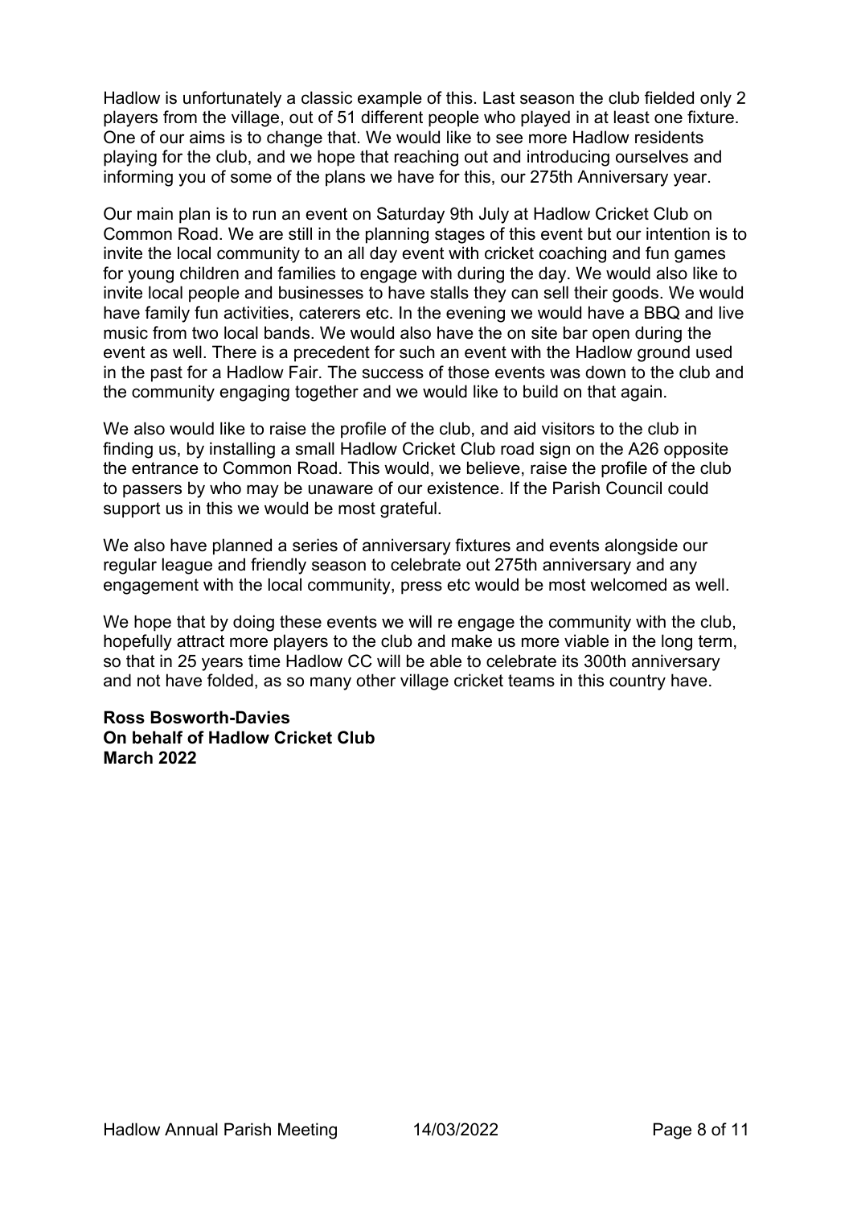Hadlow is unfortunately a classic example of this. Last season the club fielded only 2 players from the village, out of 51 different people who played in at least one fixture. One of our aims is to change that. We would like to see more Hadlow residents playing for the club, and we hope that reaching out and introducing ourselves and informing you of some of the plans we have for this, our 275th Anniversary year.

Our main plan is to run an event on Saturday 9th July at Hadlow Cricket Club on Common Road. We are still in the planning stages of this event but our intention is to invite the local community to an all day event with cricket coaching and fun games for young children and families to engage with during the day. We would also like to invite local people and businesses to have stalls they can sell their goods. We would have family fun activities, caterers etc. In the evening we would have a BBQ and live music from two local bands. We would also have the on site bar open during the event as well. There is a precedent for such an event with the Hadlow ground used in the past for a Hadlow Fair. The success of those events was down to the club and the community engaging together and we would like to build on that again.

We also would like to raise the profile of the club, and aid visitors to the club in finding us, by installing a small Hadlow Cricket Club road sign on the A26 opposite the entrance to Common Road. This would, we believe, raise the profile of the club to passers by who may be unaware of our existence. If the Parish Council could support us in this we would be most grateful.

We also have planned a series of anniversary fixtures and events alongside our regular league and friendly season to celebrate out 275th anniversary and any engagement with the local community, press etc would be most welcomed as well.

We hope that by doing these events we will re engage the community with the club, hopefully attract more players to the club and make us more viable in the long term, so that in 25 years time Hadlow CC will be able to celebrate its 300th anniversary and not have folded, as so many other village cricket teams in this country have.

**Ross Bosworth-Davies**
**On behalf of Hadlow Cricket Club**
**March 2022**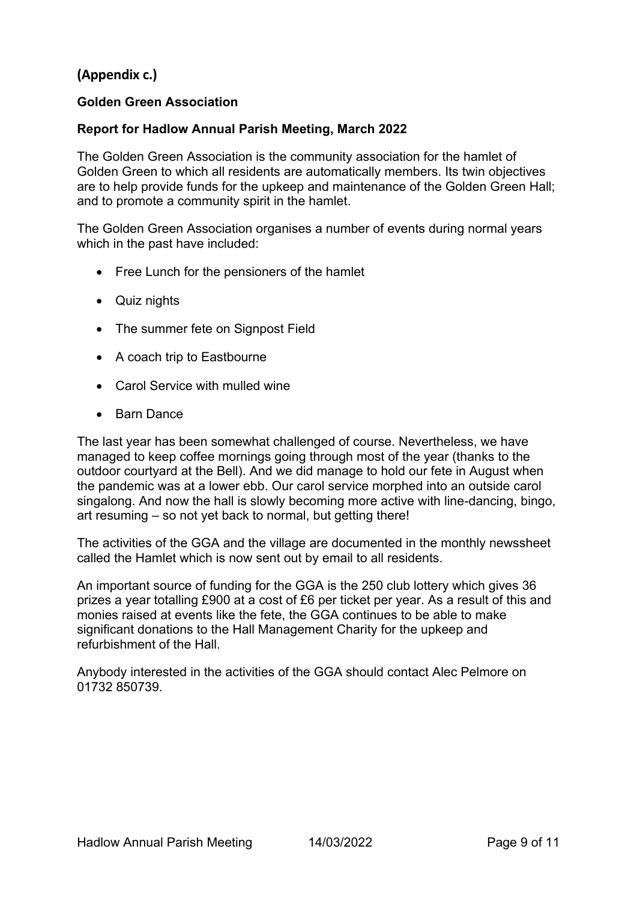## (Appendix c.)

**Golden Green Association**

**Report for Hadlow Annual Parish Meeting, March 2022**

The Golden Green Association is the community association for the hamlet of Golden Green to which all residents are automatically members. Its twin objectives are to help provide funds for the upkeep and maintenance of the Golden Green Hall; and to promote a community spirit in the hamlet.

The Golden Green Association organises a number of events during normal years which in the past have included:

- Free Lunch for the pensioners of the hamlet
- Quiz nights
- The summer fete on Signpost Field
- A coach trip to Eastbourne
- Carol Service with mulled wine
- Barn Dance

The last year has been somewhat challenged of course. Nevertheless, we have managed to keep coffee mornings going through most of the year (thanks to the outdoor courtyard at the Bell). And we did manage to hold our fete in August when the pandemic was at a lower ebb. Our carol service morphed into an outside carol singalong. And now the hall is slowly becoming more active with line-dancing, bingo, art resuming – so not yet back to normal, but getting there!

The activities of the GGA and the village are documented in the monthly newssheet called the Hamlet which is now sent out by email to all residents.

An important source of funding for the GGA is the 250 club lottery which gives 36 prizes a year totalling £900 at a cost of £6 per ticket per year. As a result of this and monies raised at events like the fete, the GGA continues to be able to make significant donations to the Hall Management Charity for the upkeep and refurbishment of the Hall.

Anybody interested in the activities of the GGA should contact Alec Pelmore on 01732 850739.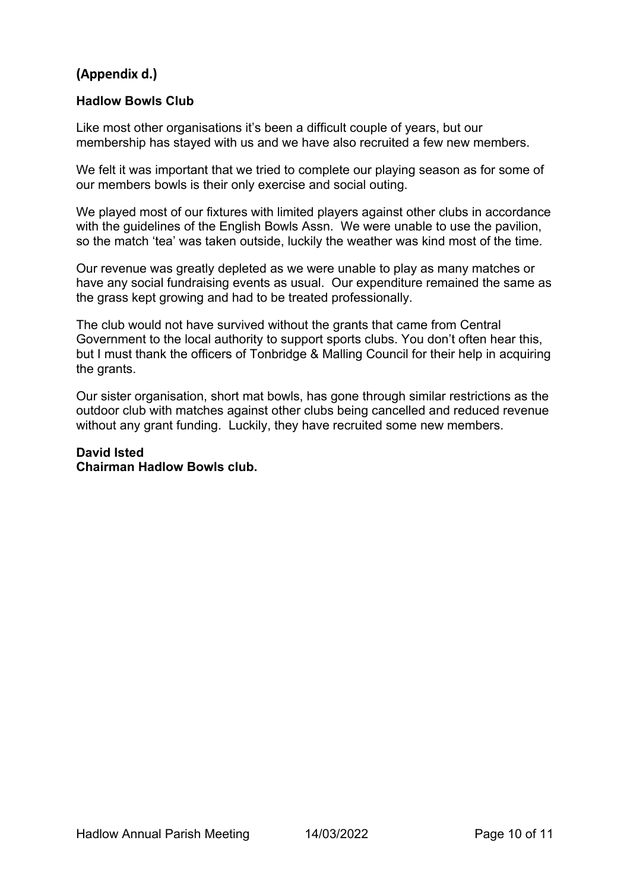**(Appendix d.)**

## Hadlow Bowls Club

Like most other organisations it's been a difficult couple of years, but our membership has stayed with us and we have also recruited a few new members.

We felt it was important that we tried to complete our playing season as for some of our members bowls is their only exercise and social outing.

We played most of our fixtures with limited players against other clubs in accordance with the guidelines of the English Bowls Assn. We were unable to use the pavilion, so the match 'tea' was taken outside, luckily the weather was kind most of the time.

Our revenue was greatly depleted as we were unable to play as many matches or have any social fundraising events as usual. Our expenditure remained the same as the grass kept growing and had to be treated professionally.

The club would not have survived without the grants that came from Central Government to the local authority to support sports clubs. You don't often hear this, but I must thank the officers of Tonbridge & Malling Council for their help in acquiring the grants.

Our sister organisation, short mat bowls, has gone through similar restrictions as the outdoor club with matches against other clubs being cancelled and reduced revenue without any grant funding. Luckily, they have recruited some new members.

**David Isted**
**Chairman Hadlow Bowls club.**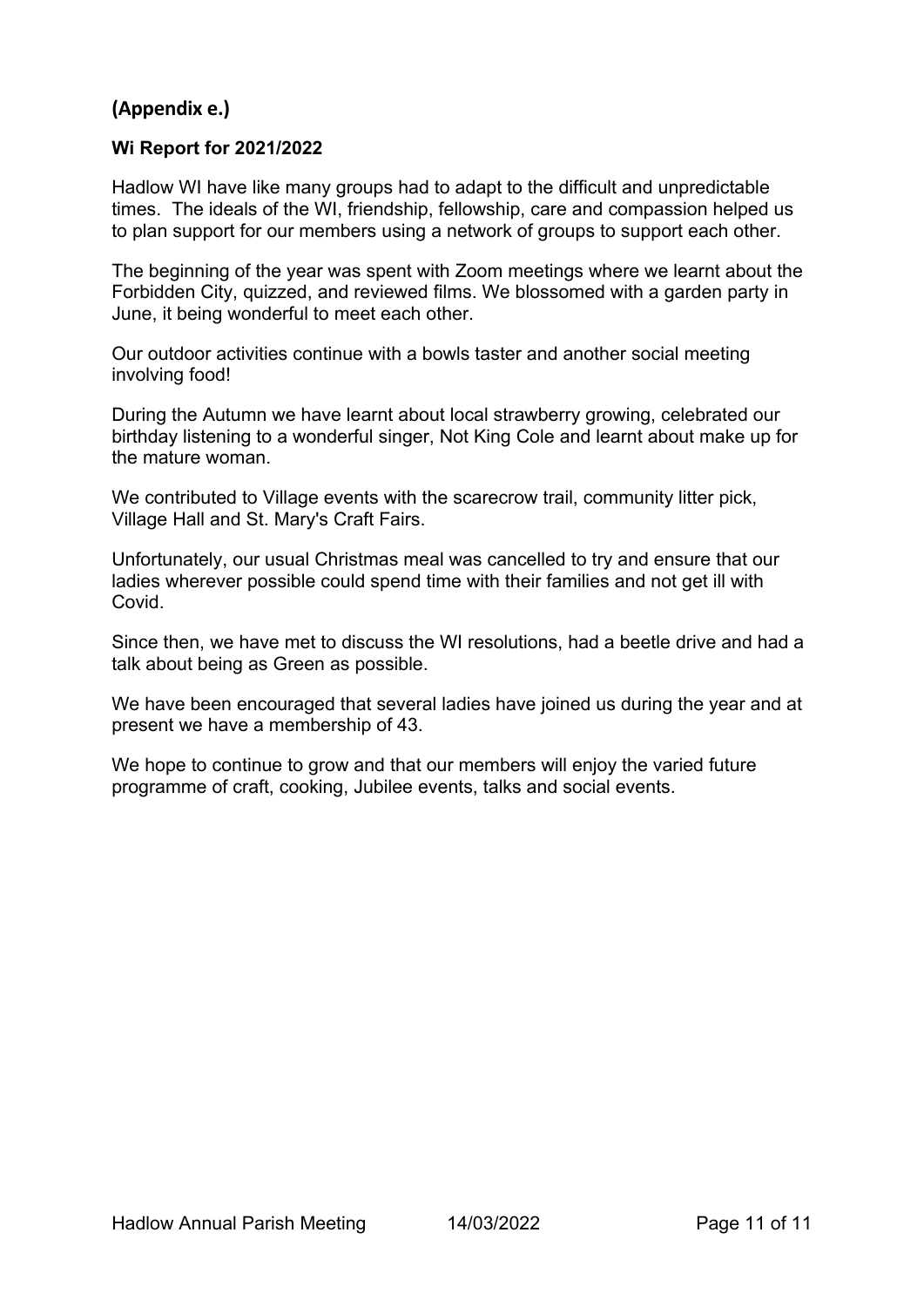## (Appendix e.)

### Wi Report for 2021/2022

Hadlow WI have like many groups had to adapt to the difficult and unpredictable times. The ideals of the WI, friendship, fellowship, care and compassion helped us to plan support for our members using a network of groups to support each other.

The beginning of the year was spent with Zoom meetings where we learnt about the Forbidden City, quizzed, and reviewed films. We blossomed with a garden party in June, it being wonderful to meet each other.

Our outdoor activities continue with a bowls taster and another social meeting involving food!

During the Autumn we have learnt about local strawberry growing, celebrated our birthday listening to a wonderful singer, Not King Cole and learnt about make up for the mature woman.

We contributed to Village events with the scarecrow trail, community litter pick, Village Hall and St. Mary's Craft Fairs.

Unfortunately, our usual Christmas meal was cancelled to try and ensure that our ladies wherever possible could spend time with their families and not get ill with Covid.

Since then, we have met to discuss the WI resolutions, had a beetle drive and had a talk about being as Green as possible.

We have been encouraged that several ladies have joined us during the year and at present we have a membership of 43.

We hope to continue to grow and that our members will enjoy the varied future programme of craft, cooking, Jubilee events, talks and social events.